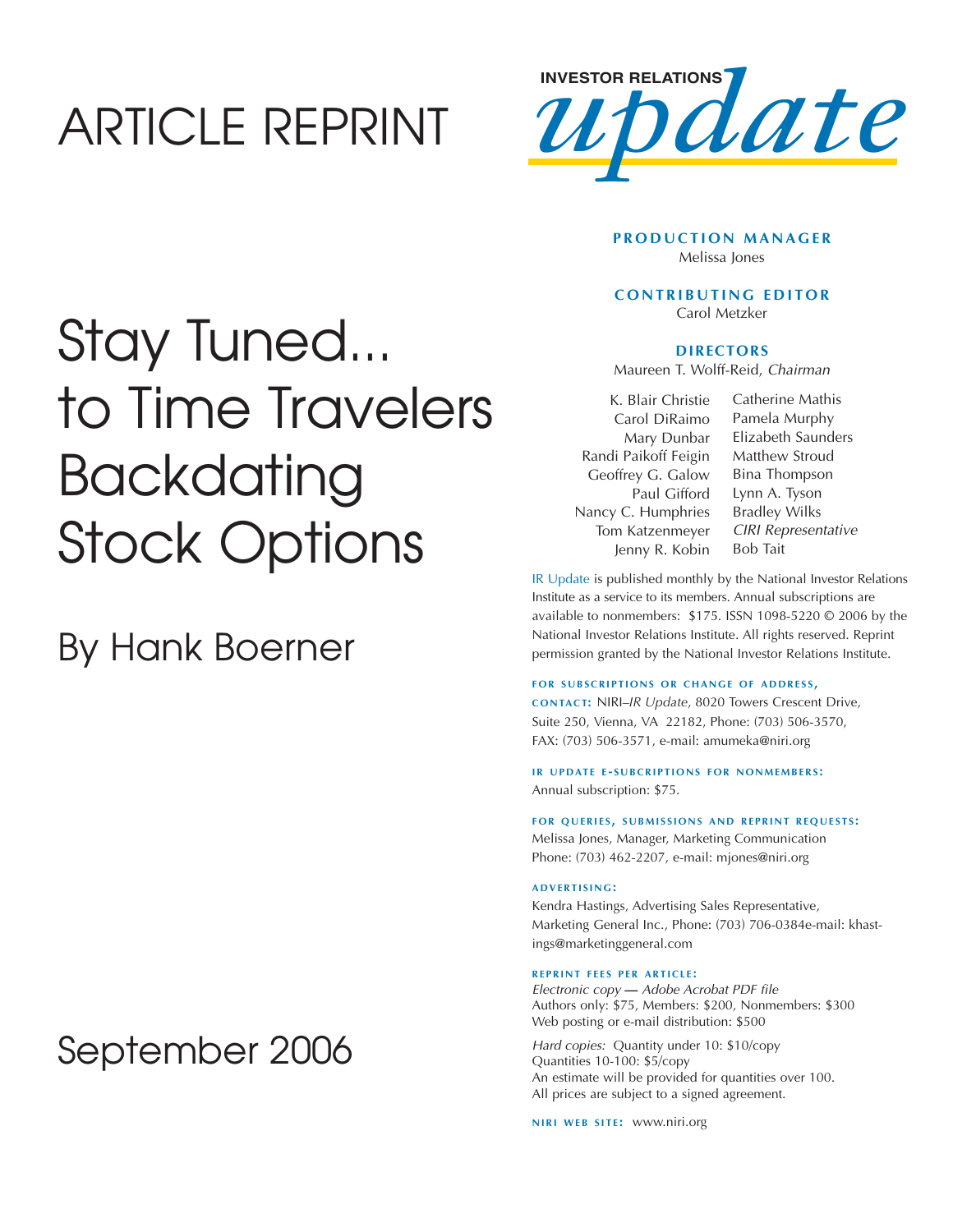# ARTICLE REPRINT

INVESTOR RELATIONS *update*

# Stay Tuned... to Time Travelers Backdating Stock Options

## By Hank Boerner

## September 2006

**PRODUCTION MANAGER**
Melissa Jones

**CONTRIBUTING EDITOR**
Carol Metzker

**DIRECTORS**
Maureen T. Wolff-Reid, *Chairman*

K. Blair Christie
Carol DiRaimo
Mary Dunbar
Randi Paikoff Feigin
Geoffrey G. Galow
Paul Gifford
Nancy C. Humphries
Tom Katzenmeyer
Jenny R. Kobin
Catherine Mathis
Pamela Murphy
Elizabeth Saunders
Matthew Stroud
Bina Thompson
Lynn A. Tyson
Bradley Wilks
*CIRI Representative*
Bob Tait

IR Update is published monthly by the National Investor Relations Institute as a service to its members. Annual subscriptions are available to nonmembers: $175. ISSN 1098-5220 © 2006 by the National Investor Relations Institute. All rights reserved. Reprint permission granted by the National Investor Relations Institute.

**FOR SUBSCRIPTIONS OR CHANGE OF ADDRESS, CONTACT:** NIRI–*IR Update*, 8020 Towers Crescent Drive, Suite 250, Vienna, VA 22182, Phone: (703) 506-3570, FAX: (703) 506-3571, e-mail: amumeka@niri.org

**IR UPDATE E-SUBCRIPTIONS FOR NONMEMBERS:**
Annual subscription: $75.

**FOR QUERIES, SUBMISSIONS AND REPRINT REQUESTS:**
Melissa Jones, Manager, Marketing Communication
Phone: (703) 462-2207, e-mail: mjones@niri.org

**ADVERTISING:**
Kendra Hastings, Advertising Sales Representative, Marketing General Inc., Phone: (703) 706-0384e-mail: khastings@marketinggeneral.com

**REPRINT FEES PER ARTICLE:**
*Electronic copy — Adobe Acrobat PDF file*
Authors only: $75, Members: $200, Nonmembers: $300
Web posting or e-mail distribution: $500

*Hard copies:* Quantity under 10: $10/copy
Quantities 10-100: $5/copy
An estimate will be provided for quantities over 100.
All prices are subject to a signed agreement.

**NIRI WEB SITE:** www.niri.org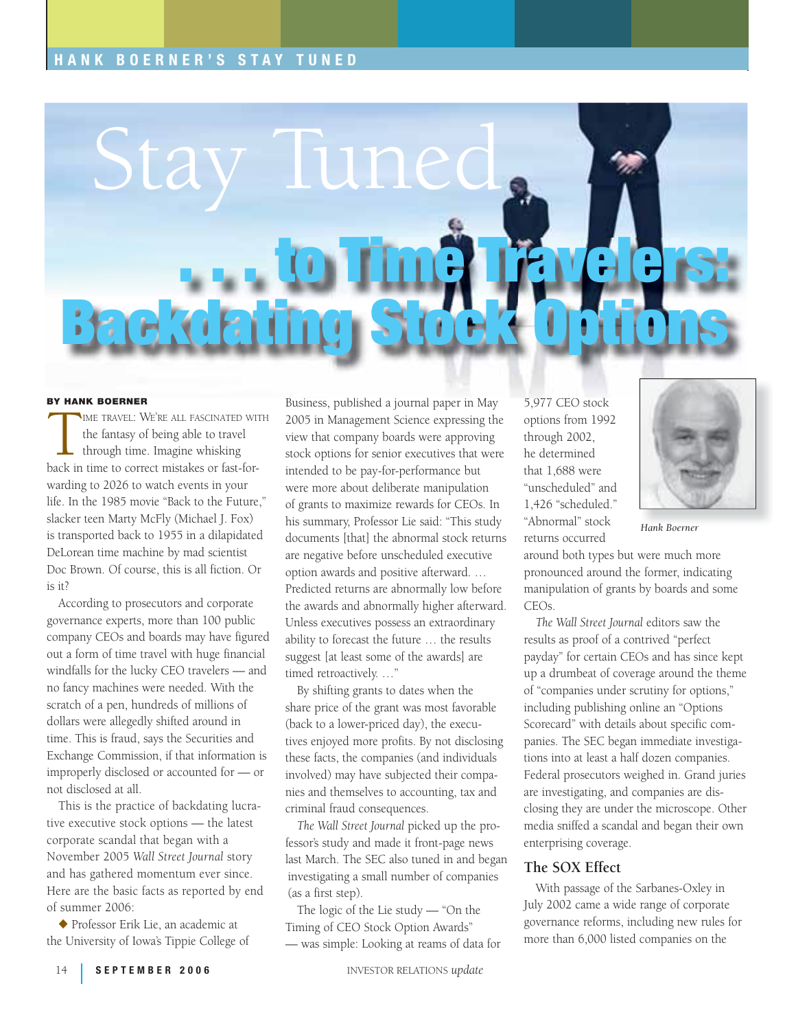# Stay Tuned . . . to Time Travelers: Backdating Stock Options

**BY HANK BOERNER**

Time travel: We're all fascinated with the fantasy of being able to travel through time. Imagine whisking back in time to correct mistakes or fast-forwarding to 2026 to watch events in your life. In the 1985 movie "Back to the Future," slacker teen Marty McFly (Michael J. Fox) is transported back to 1955 in a dilapidated DeLorean time machine by mad scientist Doc Brown. Of course, this is all fiction. Or is it?

According to prosecutors and corporate governance experts, more than 100 public company CEOs and boards may have figured out a form of time travel with huge financial windfalls for the lucky CEO travelers — and no fancy machines were needed. With the scratch of a pen, hundreds of millions of dollars were allegedly shifted around in time. This is fraud, says the Securities and Exchange Commission, if that information is improperly disclosed or accounted for — or not disclosed at all.

This is the practice of backdating lucrative executive stock options — the latest corporate scandal that began with a November 2005 *Wall Street Journal* story and has gathered momentum ever since. Here are the basic facts as reported by end of summer 2006:

◆ Professor Erik Lie, an academic at the University of Iowa's Tippie College of Business, published a journal paper in May 2005 in Management Science expressing the view that company boards were approving stock options for senior executives that were intended to be pay-for-performance but were more about deliberate manipulation of grants to maximize rewards for CEOs. In his summary, Professor Lie said: "This study documents [that] the abnormal stock returns are negative before unscheduled executive option awards and positive afterward. … Predicted returns are abnormally low before the awards and abnormally higher afterward. Unless executives possess an extraordinary ability to forecast the future … the results suggest [at least some of the awards] are timed retroactively. …"

By shifting grants to dates when the share price of the grant was most favorable (back to a lower-priced day), the executives enjoyed more profits. By not disclosing these facts, the companies (and individuals involved) may have subjected their companies and themselves to accounting, tax and criminal fraud consequences.

*The Wall Street Journal* picked up the professor's study and made it front-page news last March. The SEC also tuned in and began investigating a small number of companies (as a first step).

The logic of the Lie study — "On the Timing of CEO Stock Option Awards" — was simple: Looking at reams of data for 5,977 CEO stock options from 1992 through 2002, he determined that 1,688 were "unscheduled" and 1,426 "scheduled." "Abnormal" stock returns occurred around both types but were much more pronounced around the former, indicating manipulation of grants by boards and some CEOs.

*Hank Boerner*

*The Wall Street Journal* editors saw the results as proof of a contrived "perfect payday" for certain CEOs and has since kept up a drumbeat of coverage around the theme of "companies under scrutiny for options," including publishing online an "Options Scorecard" with details about specific companies. The SEC began immediate investigations into at least a half dozen companies. Federal prosecutors weighed in. Grand juries are investigating, and companies are disclosing they are under the microscope. Other media sniffed a scandal and began their own enterprising coverage.

## The SOX Effect

With passage of the Sarbanes-Oxley in July 2002 came a wide range of corporate governance reforms, including new rules for more than 6,000 listed companies on the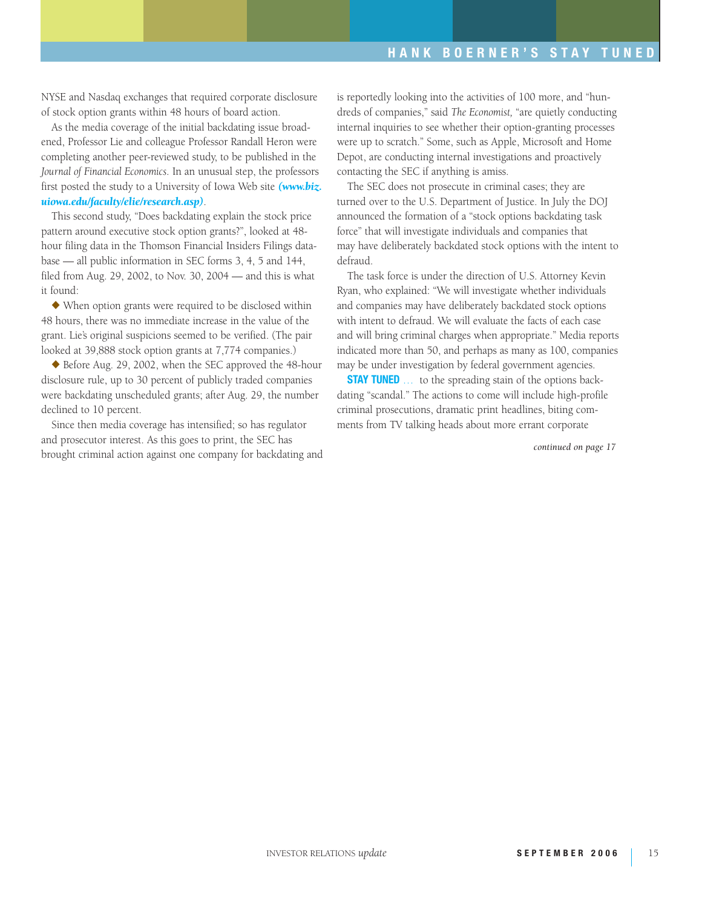NYSE and Nasdaq exchanges that required corporate disclosure of stock option grants within 48 hours of board action.

As the media coverage of the initial backdating issue broadened, Professor Lie and colleague Professor Randall Heron were completing another peer-reviewed study, to be published in the *Journal of Financial Economics*. In an unusual step, the professors first posted the study to a University of Iowa Web site ***(www.biz.uiowa.edu/faculty/elie/research.asp)***.

This second study, "Does backdating explain the stock price pattern around executive stock option grants?", looked at 48-hour filing data in the Thomson Financial Insiders Filings database — all public information in SEC forms 3, 4, 5 and 144, filed from Aug. 29, 2002, to Nov. 30, 2004 — and this is what it found:

- When option grants were required to be disclosed within 48 hours, there was no immediate increase in the value of the grant. Lie's original suspicions seemed to be verified. (The pair looked at 39,888 stock option grants at 7,774 companies.)
- Before Aug. 29, 2002, when the SEC approved the 48-hour disclosure rule, up to 30 percent of publicly traded companies were backdating unscheduled grants; after Aug. 29, the number declined to 10 percent.

Since then media coverage has intensified; so has regulator and prosecutor interest. As this goes to print, the SEC has brought criminal action against one company for backdating and is reportedly looking into the activities of 100 more, and "hundreds of companies," said *The Economist*, "are quietly conducting internal inquiries to see whether their option-granting processes were up to scratch." Some, such as Apple, Microsoft and Home Depot, are conducting internal investigations and proactively contacting the SEC if anything is amiss.

The SEC does not prosecute in criminal cases; they are turned over to the U.S. Department of Justice. In July the DOJ announced the formation of a "stock options backdating task force" that will investigate individuals and companies that may have deliberately backdated stock options with the intent to defraud.

The task force is under the direction of U.S. Attorney Kevin Ryan, who explained: "We will investigate whether individuals and companies may have deliberately backdated stock options with intent to defraud. We will evaluate the facts of each case and will bring criminal charges when appropriate." Media reports indicated more than 50, and perhaps as many as 100, companies may be under investigation by federal government agencies.

**STAY TUNED** ... to the spreading stain of the options backdating "scandal." The actions to come will include high-profile criminal prosecutions, dramatic print headlines, biting comments from TV talking heads about more errant corporate

*continued on page 17*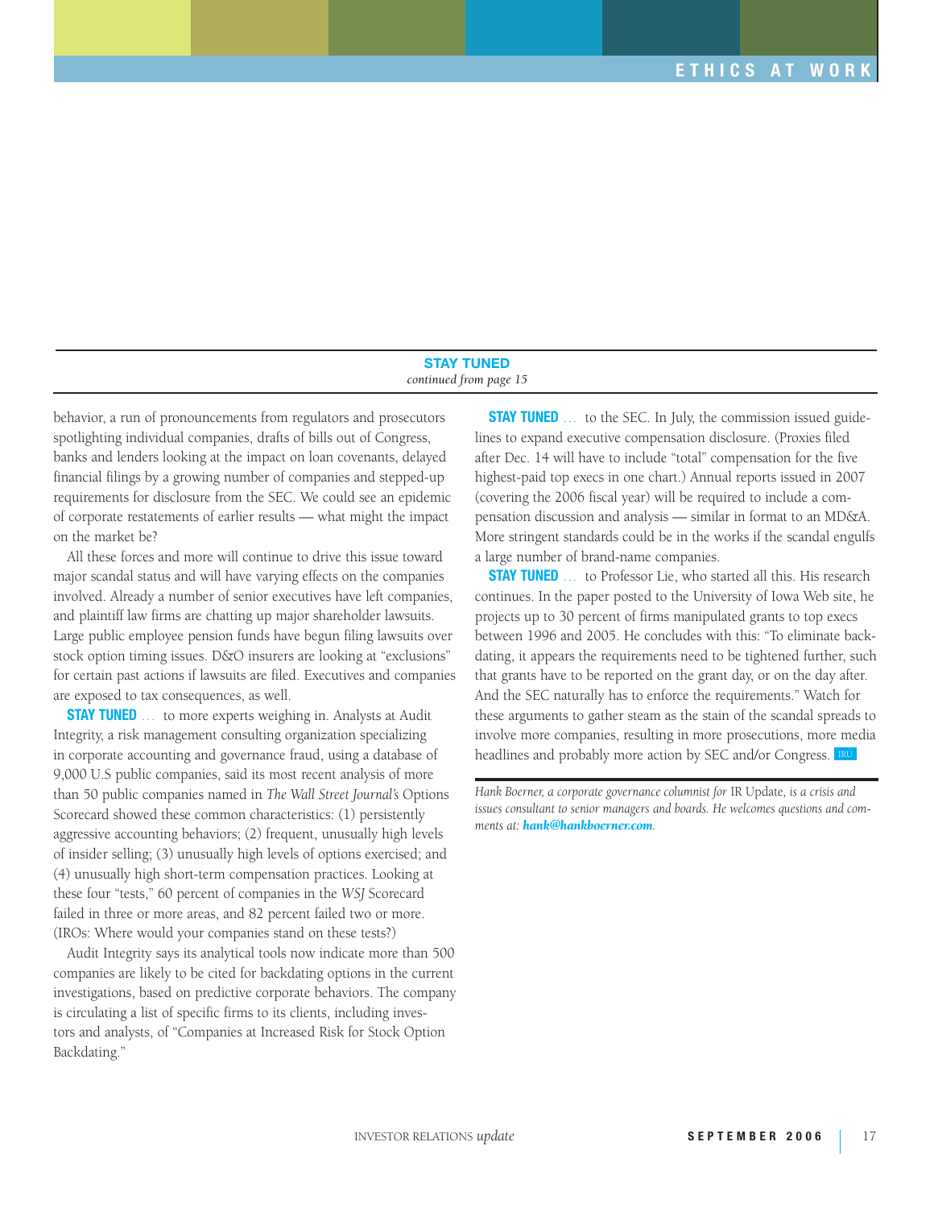## STAY TUNED

*continued from page 15*

behavior, a run of pronouncements from regulators and prosecutors spotlighting individual companies, drafts of bills out of Congress, banks and lenders looking at the impact on loan covenants, delayed financial filings by a growing number of companies and stepped-up requirements for disclosure from the SEC. We could see an epidemic of corporate restatements of earlier results — what might the impact on the market be?

All these forces and more will continue to drive this issue toward major scandal status and will have varying effects on the companies involved. Already a number of senior executives have left companies, and plaintiff law firms are chatting up major shareholder lawsuits. Large public employee pension funds have begun filing lawsuits over stock option timing issues. D&O insurers are looking at "exclusions" for certain past actions if lawsuits are filed. Executives and companies are exposed to tax consequences, as well.

**STAY TUNED** … to more experts weighing in. Analysts at Audit Integrity, a risk management consulting organization specializing in corporate accounting and governance fraud, using a database of 9,000 U.S public companies, said its most recent analysis of more than 50 public companies named in *The Wall Street Journal's* Options Scorecard showed these common characteristics: (1) persistently aggressive accounting behaviors; (2) frequent, unusually high levels of insider selling; (3) unusually high levels of options exercised; and (4) unusually high short-term compensation practices. Looking at these four "tests," 60 percent of companies in the *WSJ* Scorecard failed in three or more areas, and 82 percent failed two or more. (IROs: Where would your companies stand on these tests?)

Audit Integrity says its analytical tools now indicate more than 500 companies are likely to be cited for backdating options in the current investigations, based on predictive corporate behaviors. The company is circulating a list of specific firms to its clients, including investors and analysts, of "Companies at Increased Risk for Stock Option Backdating."

**STAY TUNED** … to the SEC. In July, the commission issued guidelines to expand executive compensation disclosure. (Proxies filed after Dec. 14 will have to include "total" compensation for the five highest-paid top execs in one chart.) Annual reports issued in 2007 (covering the 2006 fiscal year) will be required to include a compensation discussion and analysis — similar in format to an MD&A. More stringent standards could be in the works if the scandal engulfs a large number of brand-name companies.

**STAY TUNED** … to Professor Lie, who started all this. His research continues. In the paper posted to the University of Iowa Web site, he projects up to 30 percent of firms manipulated grants to top execs between 1996 and 2005. He concludes with this: "To eliminate backdating, it appears the requirements need to be tightened further, such that grants have to be reported on the grant day, or on the day after. And the SEC naturally has to enforce the requirements." Watch for these arguments to gather steam as the stain of the scandal spreads to involve more companies, resulting in more prosecutions, more media headlines and probably more action by SEC and/or Congress. IRU

*Hank Boerner, a corporate governance columnist for* IR Update*, is a crisis and issues consultant to senior managers and boards. He welcomes questions and comments at:* ***hank@hankboerner.com****.*